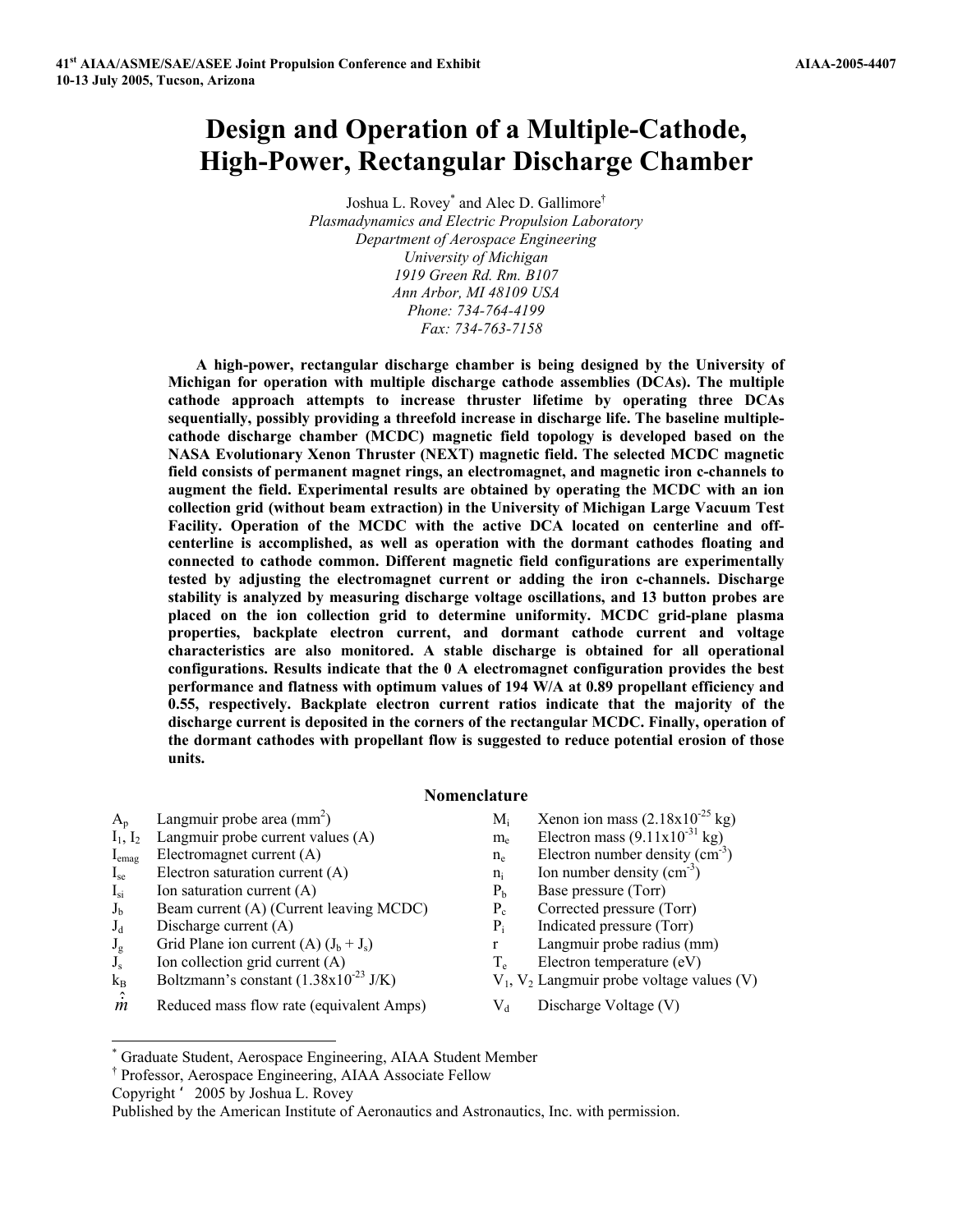41st AIAA/ASME/SAE/ASEE Joint Propulsion Conference and Exhibit
10-13 July 2005, Tucson, Arizona

AIAA-2005-4407

# Design and Operation of a Multiple-Cathode, High-Power, Rectangular Discharge Chamber

Joshua L. Rovey[*] and Alec D. Gallimore[†]

*Plasmadynamics and Electric Propulsion Laboratory*
*Department of Aerospace Engineering*
*University of Michigan*
*1919 Green Rd. Rm. B107*
*Ann Arbor, MI 48109 USA*
*Phone: 734-764-4199*
*Fax: 734-763-7158*

**A high-power, rectangular discharge chamber is being designed by the University of Michigan for operation with multiple discharge cathode assemblies (DCAs). The multiple cathode approach attempts to increase thruster lifetime by operating three DCAs sequentially, possibly providing a threefold increase in discharge life. The baseline multiple-cathode discharge chamber (MCDC) magnetic field topology is developed based on the NASA Evolutionary Xenon Thruster (NEXT) magnetic field. The selected MCDC magnetic field consists of permanent magnet rings, an electromagnet, and magnetic iron c-channels to augment the field. Experimental results are obtained by operating the MCDC with an ion collection grid (without beam extraction) in the University of Michigan Large Vacuum Test Facility. Operation of the MCDC with the active DCA located on centerline and off-centerline is accomplished, as well as operation with the dormant cathodes floating and connected to cathode common. Different magnetic field configurations are experimentally tested by adjusting the electromagnet current or adding the iron c-channels. Discharge stability is analyzed by measuring discharge voltage oscillations, and 13 button probes are placed on the ion collection grid to determine uniformity. MCDC grid-plane plasma properties, backplate electron current, and dormant cathode current and voltage characteristics are also monitored. A stable discharge is obtained for all operational configurations. Results indicate that the 0 A electromagnet configuration provides the best performance and flatness with optimum values of 194 W/A at 0.89 propellant efficiency and 0.55, respectively. Backplate electron current ratios indicate that the majority of the discharge current is deposited in the corners of the rectangular MCDC. Finally, operation of the dormant cathodes with propellant flow is suggested to reduce potential erosion of those units.**

## Nomenclature

| Symbol | Definition |
|---|---|
| $A_p$ | Langmuir probe area (mm$^2$) |
| $I_1$, $I_2$ | Langmuir probe current values (A) |
| $I_{emag}$ | Electromagnet current (A) |
| $I_{se}$ | Electron saturation current (A) |
| $I_{si}$ | Ion saturation current (A) |
| $J_b$ | Beam current (A) (Current leaving MCDC) |
| $J_d$ | Discharge current (A) |
| $J_g$ | Grid Plane ion current (A) ($J_b + J_s$) |
| $J_s$ | Ion collection grid current (A) |
| $k_B$ | Boltzmann's constant ($1.38\times10^{-23}$ J/K) |
| $\hat{\dot{m}}$ | Reduced mass flow rate (equivalent Amps) |
| $M_i$ | Xenon ion mass ($2.18\times10^{-25}$ kg) |
| $m_e$ | Electron mass ($9.11\times10^{-31}$ kg) |
| $n_e$ | Electron number density (cm$^{-3}$) |
| $n_i$ | Ion number density (cm$^{-3}$) |
| $P_b$ | Base pressure (Torr) |
| $P_c$ | Corrected pressure (Torr) |
| $P_i$ | Indicated pressure (Torr) |
| $r$ | Langmuir probe radius (mm) |
| $T_e$ | Electron temperature (eV) |
| $V_1$, $V_2$ | Langmuir probe voltage values (V) |
| $V_d$ | Discharge Voltage (V) |

[*] Graduate Student, Aerospace Engineering, AIAA Student Member

[†] Professor, Aerospace Engineering, AIAA Associate Fellow

Copyright © 2005 by Joshua L. Rovey

Published by the American Institute of Aeronautics and Astronautics, Inc. with permission.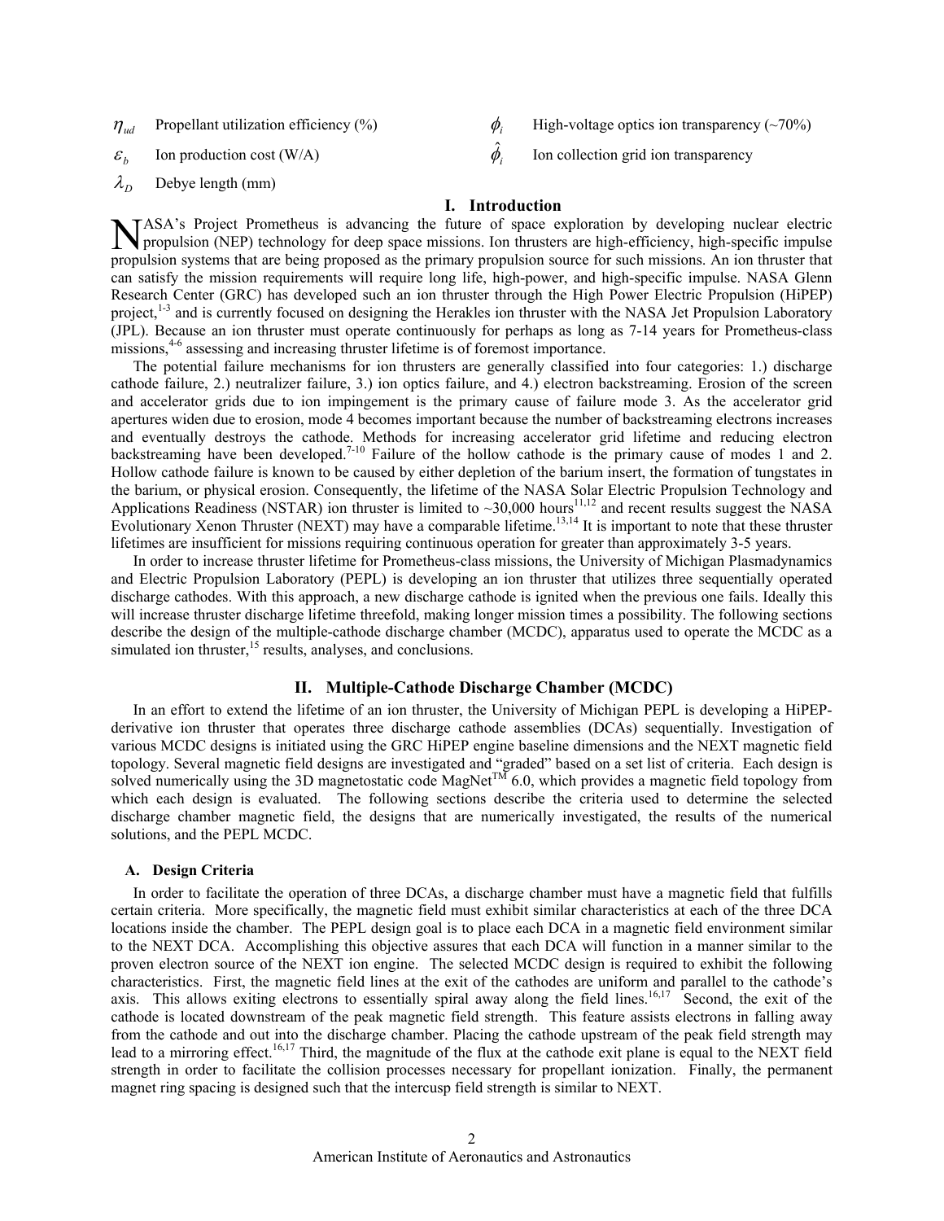$\eta_{ud}$ Propellant utilization efficiency (%)

$\varepsilon_b$ Ion production cost (W/A)

$\lambda_D$ Debye length (mm)

$\phi_i$ High-voltage optics ion transparency (~70%)

$\hat{\phi}_i$ Ion collection grid ion transparency

## I. Introduction

NASA's Project Prometheus is advancing the future of space exploration by developing nuclear electric propulsion (NEP) technology for deep space missions. Ion thrusters are high-efficiency, high-specific impulse propulsion systems that are being proposed as the primary propulsion source for such missions. An ion thruster that can satisfy the mission requirements will require long life, high-power, and high-specific impulse. NASA Glenn Research Center (GRC) has developed such an ion thruster through the High Power Electric Propulsion (HiPEP) project,[1-3] and is currently focused on designing the Herakles ion thruster with the NASA Jet Propulsion Laboratory (JPL). Because an ion thruster must operate continuously for perhaps as long as 7-14 years for Prometheus-class missions,[4-6] assessing and increasing thruster lifetime is of foremost importance.

The potential failure mechanisms for ion thrusters are generally classified into four categories: 1.) discharge cathode failure, 2.) neutralizer failure, 3.) ion optics failure, and 4.) electron backstreaming. Erosion of the screen and accelerator grids due to ion impingement is the primary cause of failure mode 3. As the accelerator grid apertures widen due to erosion, mode 4 becomes important because the number of backstreaming electrons increases and eventually destroys the cathode. Methods for increasing accelerator grid lifetime and reducing electron backstreaming have been developed.[7-10] Failure of the hollow cathode is the primary cause of modes 1 and 2. Hollow cathode failure is known to be caused by either depletion of the barium insert, the formation of tungstates in the barium, or physical erosion. Consequently, the lifetime of the NASA Solar Electric Propulsion Technology and Applications Readiness (NSTAR) ion thruster is limited to ~30,000 hours[11,12] and recent results suggest the NASA Evolutionary Xenon Thruster (NEXT) may have a comparable lifetime.[13,14] It is important to note that these thruster lifetimes are insufficient for missions requiring continuous operation for greater than approximately 3-5 years.

In order to increase thruster lifetime for Prometheus-class missions, the University of Michigan Plasmadynamics and Electric Propulsion Laboratory (PEPL) is developing an ion thruster that utilizes three sequentially operated discharge cathodes. With this approach, a new discharge cathode is ignited when the previous one fails. Ideally this will increase thruster discharge lifetime threefold, making longer mission times a possibility. The following sections describe the design of the multiple-cathode discharge chamber (MCDC), apparatus used to operate the MCDC as a simulated ion thruster,[15] results, analyses, and conclusions.

## II. Multiple-Cathode Discharge Chamber (MCDC)

In an effort to extend the lifetime of an ion thruster, the University of Michigan PEPL is developing a HiPEP-derivative ion thruster that operates three discharge cathode assemblies (DCAs) sequentially. Investigation of various MCDC designs is initiated using the GRC HiPEP engine baseline dimensions and the NEXT magnetic field topology. Several magnetic field designs are investigated and "graded" based on a set list of criteria. Each design is solved numerically using the 3D magnetostatic code MagNet™ 6.0, which provides a magnetic field topology from which each design is evaluated. The following sections describe the criteria used to determine the selected discharge chamber magnetic field, the designs that are numerically investigated, the results of the numerical solutions, and the PEPL MCDC.

### A. Design Criteria

In order to facilitate the operation of three DCAs, a discharge chamber must have a magnetic field that fulfills certain criteria. More specifically, the magnetic field must exhibit similar characteristics at each of the three DCA locations inside the chamber. The PEPL design goal is to place each DCA in a magnetic field environment similar to the NEXT DCA. Accomplishing this objective assures that each DCA will function in a manner similar to the proven electron source of the NEXT ion engine. The selected MCDC design is required to exhibit the following characteristics. First, the magnetic field lines at the exit of the cathodes are uniform and parallel to the cathode's axis. This allows exiting electrons to essentially spiral away along the field lines.[16,17] Second, the exit of the cathode is located downstream of the peak magnetic field strength. This feature assists electrons in falling away from the cathode and out into the discharge chamber. Placing the cathode upstream of the peak field strength may lead to a mirroring effect.[16,17] Third, the magnitude of the flux at the cathode exit plane is equal to the NEXT field strength in order to facilitate the collision processes necessary for propellant ionization. Finally, the permanent magnet ring spacing is designed such that the intercusp field strength is similar to NEXT.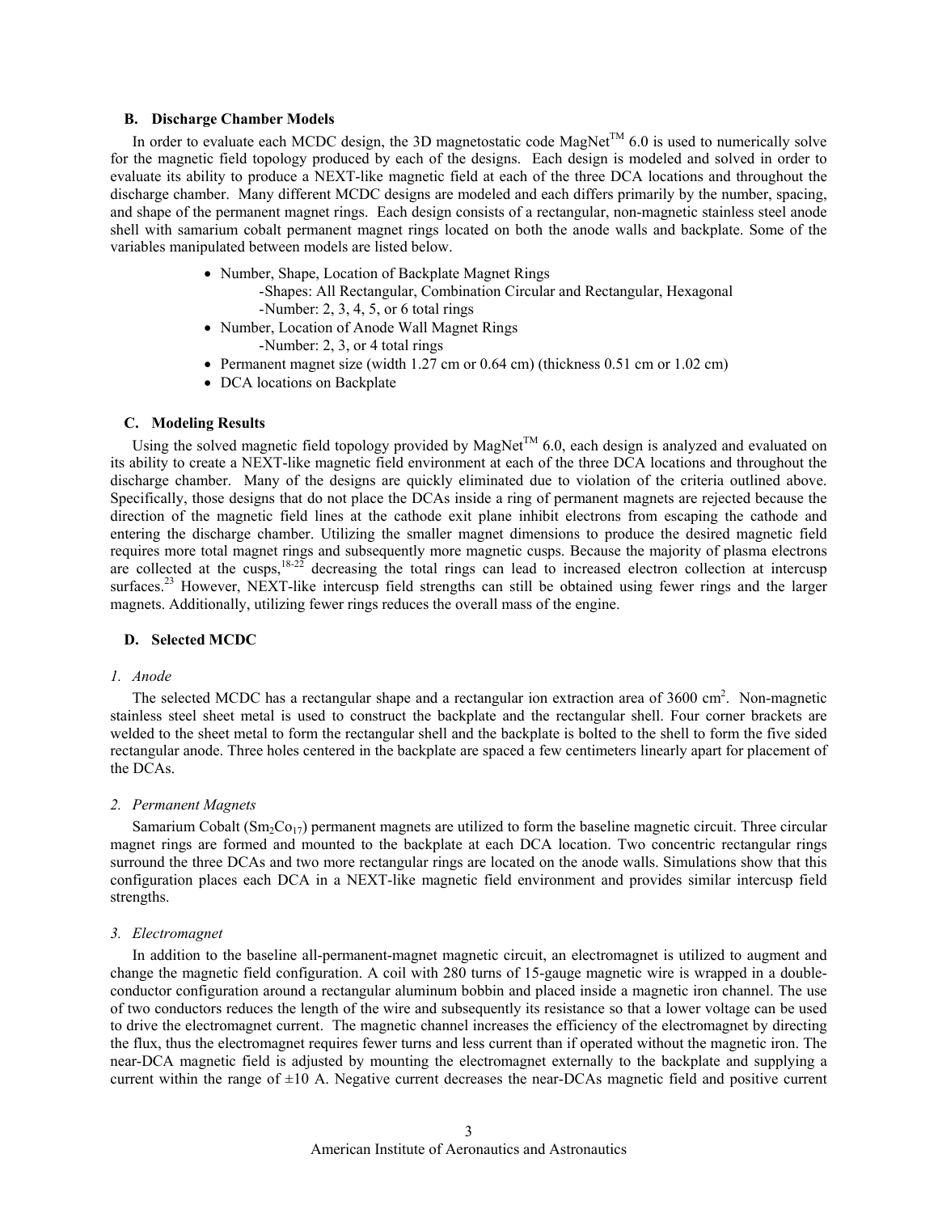### B. Discharge Chamber Models

In order to evaluate each MCDC design, the 3D magnetostatic code MagNet™ 6.0 is used to numerically solve for the magnetic field topology produced by each of the designs. Each design is modeled and solved in order to evaluate its ability to produce a NEXT-like magnetic field at each of the three DCA locations and throughout the discharge chamber. Many different MCDC designs are modeled and each differs primarily by the number, spacing, and shape of the permanent magnet rings. Each design consists of a rectangular, non-magnetic stainless steel anode shell with samarium cobalt permanent magnet rings located on both the anode walls and backplate. Some of the variables manipulated between models are listed below.

- Number, Shape, Location of Backplate Magnet Rings
  - -Shapes: All Rectangular, Combination Circular and Rectangular, Hexagonal
  - -Number: 2, 3, 4, 5, or 6 total rings
- Number, Location of Anode Wall Magnet Rings
  - -Number: 2, 3, or 4 total rings
- Permanent magnet size (width 1.27 cm or 0.64 cm) (thickness 0.51 cm or 1.02 cm)
- DCA locations on Backplate

### C. Modeling Results

Using the solved magnetic field topology provided by MagNet™ 6.0, each design is analyzed and evaluated on its ability to create a NEXT-like magnetic field environment at each of the three DCA locations and throughout the discharge chamber. Many of the designs are quickly eliminated due to violation of the criteria outlined above. Specifically, those designs that do not place the DCAs inside a ring of permanent magnets are rejected because the direction of the magnetic field lines at the cathode exit plane inhibit electrons from escaping the cathode and entering the discharge chamber. Utilizing the smaller magnet dimensions to produce the desired magnetic field requires more total magnet rings and subsequently more magnetic cusps. Because the majority of plasma electrons are collected at the cusps,[18-22] decreasing the total rings can lead to increased electron collection at intercusp surfaces.[23] However, NEXT-like intercusp field strengths can still be obtained using fewer rings and the larger magnets. Additionally, utilizing fewer rings reduces the overall mass of the engine.

### D. Selected MCDC

#### *1. Anode*

The selected MCDC has a rectangular shape and a rectangular ion extraction area of 3600 cm$^2$. Non-magnetic stainless steel sheet metal is used to construct the backplate and the rectangular shell. Four corner brackets are welded to the sheet metal to form the rectangular shell and the backplate is bolted to the shell to form the five sided rectangular anode. Three holes centered in the backplate are spaced a few centimeters linearly apart for placement of the DCAs.

#### *2. Permanent Magnets*

Samarium Cobalt ($Sm_2Co_{17}$) permanent magnets are utilized to form the baseline magnetic circuit. Three circular magnet rings are formed and mounted to the backplate at each DCA location. Two concentric rectangular rings surround the three DCAs and two more rectangular rings are located on the anode walls. Simulations show that this configuration places each DCA in a NEXT-like magnetic field environment and provides similar intercusp field strengths.

#### *3. Electromagnet*

In addition to the baseline all-permanent-magnet magnetic circuit, an electromagnet is utilized to augment and change the magnetic field configuration. A coil with 280 turns of 15-gauge magnetic wire is wrapped in a double-conductor configuration around a rectangular aluminum bobbin and placed inside a magnetic iron channel. The use of two conductors reduces the length of the wire and subsequently its resistance so that a lower voltage can be used to drive the electromagnet current. The magnetic channel increases the efficiency of the electromagnet by directing the flux, thus the electromagnet requires fewer turns and less current than if operated without the magnetic iron. The near-DCA magnetic field is adjusted by mounting the electromagnet externally to the backplate and supplying a current within the range of ±10 A. Negative current decreases the near-DCAs magnetic field and positive current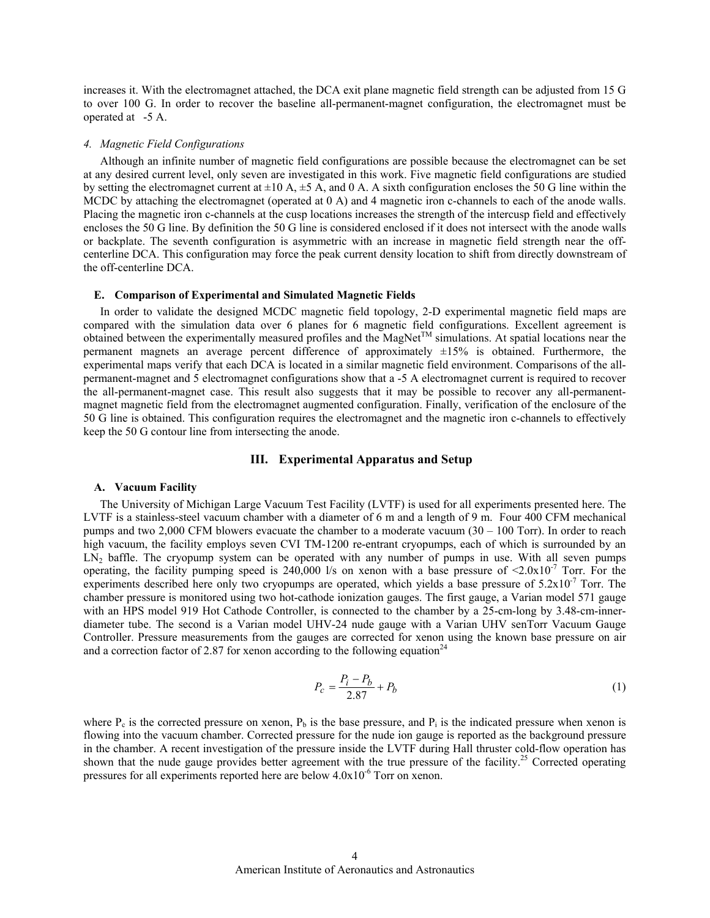increases it. With the electromagnet attached, the DCA exit plane magnetic field strength can be adjusted from 15 G to over 100 G. In order to recover the baseline all-permanent-magnet configuration, the electromagnet must be operated at -5 A.

#### *4. Magnetic Field Configurations*

Although an infinite number of magnetic field configurations are possible because the electromagnet can be set at any desired current level, only seven are investigated in this work. Five magnetic field configurations are studied by setting the electromagnet current at ±10 A, ±5 A, and 0 A. A sixth configuration encloses the 50 G line within the MCDC by attaching the electromagnet (operated at 0 A) and 4 magnetic iron c-channels to each of the anode walls. Placing the magnetic iron c-channels at the cusp locations increases the strength of the intercusp field and effectively encloses the 50 G line. By definition the 50 G line is considered enclosed if it does not intersect with the anode walls or backplate. The seventh configuration is asymmetric with an increase in magnetic field strength near the off-centerline DCA. This configuration may force the peak current density location to shift from directly downstream of the off-centerline DCA.

### E. Comparison of Experimental and Simulated Magnetic Fields

In order to validate the designed MCDC magnetic field topology, 2-D experimental magnetic field maps are compared with the simulation data over 6 planes for 6 magnetic field configurations. Excellent agreement is obtained between the experimentally measured profiles and the MagNet™ simulations. At spatial locations near the permanent magnets an average percent difference of approximately ±15% is obtained. Furthermore, the experimental maps verify that each DCA is located in a similar magnetic field environment. Comparisons of the all-permanent-magnet and 5 electromagnet configurations show that a -5 A electromagnet current is required to recover the all-permanent-magnet case. This result also suggests that it may be possible to recover any all-permanent-magnet magnetic field from the electromagnet augmented configuration. Finally, verification of the enclosure of the 50 G line is obtained. This configuration requires the electromagnet and the magnetic iron c-channels to effectively keep the 50 G contour line from intersecting the anode.

## III. Experimental Apparatus and Setup

### A. Vacuum Facility

The University of Michigan Large Vacuum Test Facility (LVTF) is used for all experiments presented here. The LVTF is a stainless-steel vacuum chamber with a diameter of 6 m and a length of 9 m. Four 400 CFM mechanical pumps and two 2,000 CFM blowers evacuate the chamber to a moderate vacuum (30 – 100 Torr). In order to reach high vacuum, the facility employs seven CVI TM-1200 re-entrant cryopumps, each of which is surrounded by an $LN_2$ baffle. The cryopump system can be operated with any number of pumps in use. With all seven pumps operating, the facility pumping speed is 240,000 l/s on xenon with a base pressure of $<2.0 \times 10^{-7}$ Torr. For the experiments described here only two cryopumps are operated, which yields a base pressure of $5.2 \times 10^{-7}$ Torr. The chamber pressure is monitored using two hot-cathode ionization gauges. The first gauge, a Varian model 571 gauge with an HPS model 919 Hot Cathode Controller, is connected to the chamber by a 25-cm-long by 3.48-cm-inner-diameter tube. The second is a Varian model UHV-24 nude gauge with a Varian UHV senTorr Vacuum Gauge Controller. Pressure measurements from the gauges are corrected for xenon using the known base pressure on air and a correction factor of 2.87 for xenon according to the following equation[24]

$$P_c = \frac{P_i - P_b}{2.87} + P_b \tag{1}$$

where $P_c$ is the corrected pressure on xenon, $P_b$ is the base pressure, and $P_i$ is the indicated pressure when xenon is flowing into the vacuum chamber. Corrected pressure for the nude ion gauge is reported as the background pressure in the chamber. A recent investigation of the pressure inside the LVTF during Hall thruster cold-flow operation has shown that the nude gauge provides better agreement with the true pressure of the facility.[25] Corrected operating pressures for all experiments reported here are below $4.0 \times 10^{-6}$ Torr on xenon.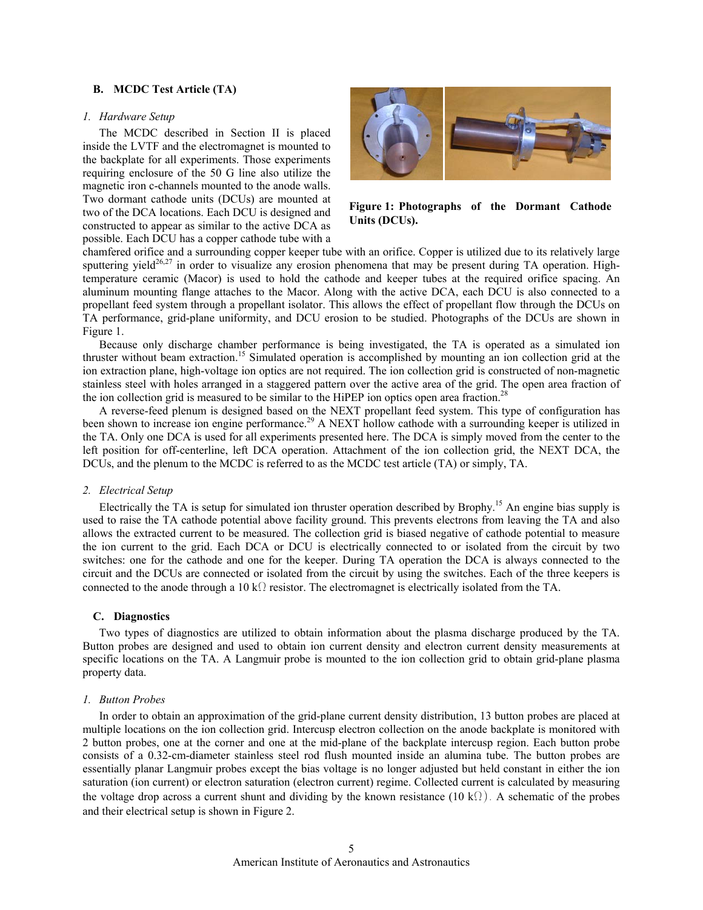### B. MCDC Test Article (TA)

#### *1. Hardware Setup*

The MCDC described in Section II is placed inside the LVTF and the electromagnet is mounted to the backplate for all experiments. Those experiments requiring enclosure of the 50 G line also utilize the magnetic iron c-channels mounted to the anode walls. Two dormant cathode units (DCUs) are mounted at two of the DCA locations. Each DCU is designed and constructed to appear as similar to the active DCA as possible. Each DCU has a copper cathode tube with a chamfered orifice and a surrounding copper keeper tube with an orifice. Copper is utilized due to its relatively large sputtering yield[26,27] in order to visualize any erosion phenomena that may be present during TA operation. High-temperature ceramic (Macor) is used to hold the cathode and keeper tubes at the required orifice spacing. An aluminum mounting flange attaches to the Macor. Along with the active DCA, each DCU is also connected to a propellant feed system through a propellant isolator. This allows the effect of propellant flow through the DCUs on TA performance, grid-plane uniformity, and DCU erosion to be studied. Photographs of the DCUs are shown in Figure 1.

**Figure 1: Photographs of the Dormant Cathode Units (DCUs).**

Because only discharge chamber performance is being investigated, the TA is operated as a simulated ion thruster without beam extraction.[15] Simulated operation is accomplished by mounting an ion collection grid at the ion extraction plane, high-voltage ion optics are not required. The ion collection grid is constructed of non-magnetic stainless steel with holes arranged in a staggered pattern over the active area of the grid. The open area fraction of the ion collection grid is measured to be similar to the HiPEP ion optics open area fraction.[28]

A reverse-feed plenum is designed based on the NEXT propellant feed system. This type of configuration has been shown to increase ion engine performance.[29] A NEXT hollow cathode with a surrounding keeper is utilized in the TA. Only one DCA is used for all experiments presented here. The DCA is simply moved from the center to the left position for off-centerline, left DCA operation. Attachment of the ion collection grid, the NEXT DCA, the DCUs, and the plenum to the MCDC is referred to as the MCDC test article (TA) or simply, TA.

#### *2. Electrical Setup*

Electrically the TA is setup for simulated ion thruster operation described by Brophy.[15] An engine bias supply is used to raise the TA cathode potential above facility ground. This prevents electrons from leaving the TA and also allows the extracted current to be measured. The collection grid is biased negative of cathode potential to measure the ion current to the grid. Each DCA or DCU is electrically connected to or isolated from the circuit by two switches: one for the cathode and one for the keeper. During TA operation the DCA is always connected to the circuit and the DCUs are connected or isolated from the circuit by using the switches. Each of the three keepers is connected to the anode through a 10 kΩ resistor. The electromagnet is electrically isolated from the TA.

### C. Diagnostics

Two types of diagnostics are utilized to obtain information about the plasma discharge produced by the TA. Button probes are designed and used to obtain ion current density and electron current density measurements at specific locations on the TA. A Langmuir probe is mounted to the ion collection grid to obtain grid-plane plasma property data.

#### *1. Button Probes*

In order to obtain an approximation of the grid-plane current density distribution, 13 button probes are placed at multiple locations on the ion collection grid. Intercusp electron collection on the anode backplate is monitored with 2 button probes, one at the corner and one at the mid-plane of the backplate intercusp region. Each button probe consists of a 0.32-cm-diameter stainless steel rod flush mounted inside an alumina tube. The button probes are essentially planar Langmuir probes except the bias voltage is no longer adjusted but held constant in either the ion saturation (ion current) or electron saturation (electron current) regime. Collected current is calculated by measuring the voltage drop across a current shunt and dividing by the known resistance (10 kΩ). A schematic of the probes and their electrical setup is shown in Figure 2.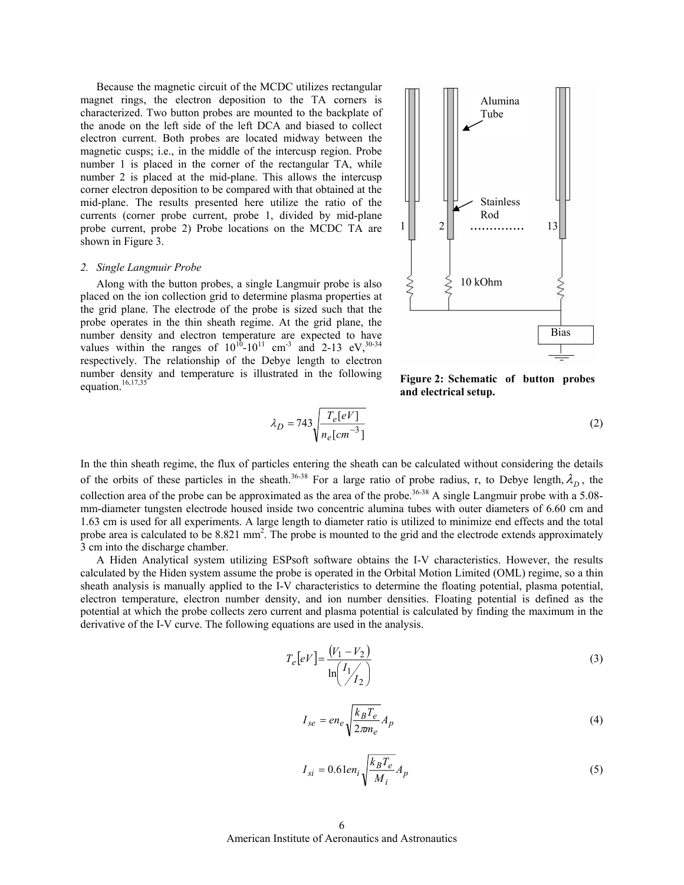Because the magnetic circuit of the MCDC utilizes rectangular magnet rings, the electron deposition to the TA corners is characterized. Two button probes are mounted to the backplate of the anode on the left side of the left DCA and biased to collect electron current. Both probes are located midway between the magnetic cusps; i.e., in the middle of the intercusp region. Probe number 1 is placed in the corner of the rectangular TA, while number 2 is placed at the mid-plane. This allows the intercusp corner electron deposition to be compared with that obtained at the mid-plane. The results presented here utilize the ratio of the currents (corner probe current, probe 1, divided by mid-plane probe current, probe 2) Probe locations on the MCDC TA are shown in Figure 3.

**Figure 2: Schematic of button probes and electrical setup.**

*2. Single Langmuir Probe*

Along with the button probes, a single Langmuir probe is also placed on the ion collection grid to determine plasma properties at the grid plane. The electrode of the probe is sized such that the probe operates in the thin sheath regime. At the grid plane, the number density and electron temperature are expected to have values within the ranges of $10^{10}$-$10^{11}$ $cm^{-3}$ and 2-13 eV,[30-34] respectively. The relationship of the Debye length to electron number density and temperature is illustrated in the following equation.[16,17,35]

$$\lambda_D = 743\sqrt{\frac{T_e[eV]}{n_e[cm^{-3}]}} \tag{2}$$

In the thin sheath regime, the flux of particles entering the sheath can be calculated without considering the details of the orbits of these particles in the sheath.[36-38] For a large ratio of probe radius, r, to Debye length, $\lambda_D$, the collection area of the probe can be approximated as the area of the probe.[36-38] A single Langmuir probe with a 5.08-mm-diameter tungsten electrode housed inside two concentric alumina tubes with outer diameters of 6.60 cm and 1.63 cm is used for all experiments. A large length to diameter ratio is utilized to minimize end effects and the total probe area is calculated to be 8.821 $mm^2$. The probe is mounted to the grid and the electrode extends approximately 3 cm into the discharge chamber.

A Hiden Analytical system utilizing ESPsoft software obtains the I-V characteristics. However, the results calculated by the Hiden system assume the probe is operated in the Orbital Motion Limited (OML) regime, so a thin sheath analysis is manually applied to the I-V characteristics to determine the floating potential, plasma potential, electron temperature, electron number density, and ion number densities. Floating potential is defined as the potential at which the probe collects zero current and plasma potential is calculated by finding the maximum in the derivative of the I-V curve. The following equations are used in the analysis.

$$T_e[eV] = \frac{(V_1 - V_2)}{\ln\left(\frac{I_1}{I_2}\right)} \tag{3}$$

$$I_{se} = en_e\sqrt{\frac{k_B T_e}{2\pi m_e}}A_p \tag{4}$$

$$I_{si} = 0.61en_i\sqrt{\frac{k_B T_e}{M_i}}A_p \tag{5}$$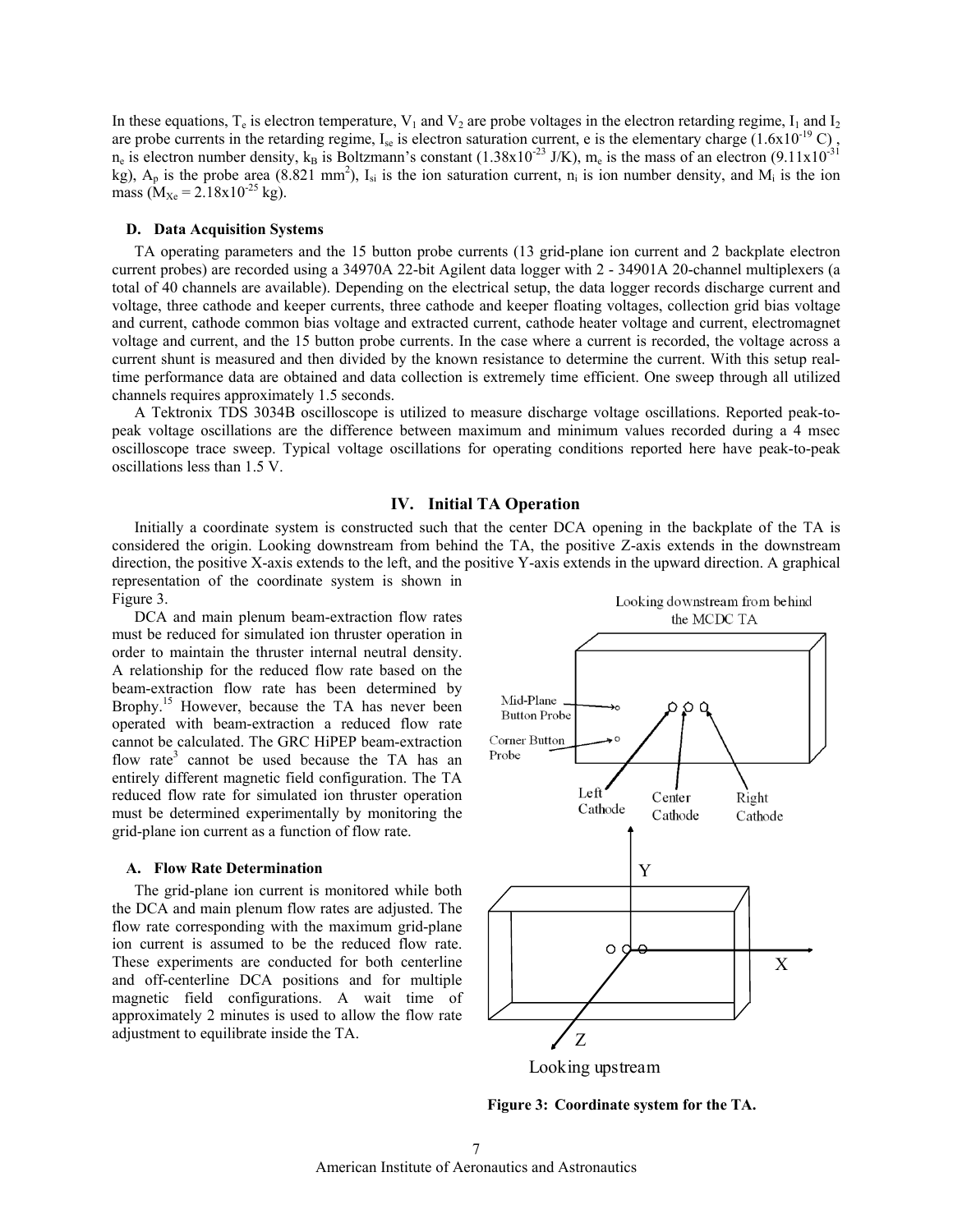In these equations, $T_e$ is electron temperature, $V_1$ and $V_2$ are probe voltages in the electron retarding regime, $I_1$ and $I_2$ are probe currents in the retarding regime, $I_{se}$ is electron saturation current, e is the elementary charge ($1.6\text{x}10^{-19}$ C) , $n_e$ is electron number density, $k_B$ is Boltzmann's constant ($1.38\text{x}10^{-23}$ J/K), $m_e$ is the mass of an electron ($9.11\text{x}10^{-31}$ kg), $A_p$ is the probe area (8.821 mm$^2$), $I_{si}$ is the ion saturation current, $n_i$ is ion number density, and $M_i$ is the ion mass ($M_{Xe} = 2.18\text{x}10^{-25}$ kg).

### D. Data Acquisition Systems

TA operating parameters and the 15 button probe currents (13 grid-plane ion current and 2 backplate electron current probes) are recorded using a 34970A 22-bit Agilent data logger with 2 - 34901A 20-channel multiplexers (a total of 40 channels are available). Depending on the electrical setup, the data logger records discharge current and voltage, three cathode and keeper currents, three cathode and keeper floating voltages, collection grid bias voltage and current, cathode common bias voltage and extracted current, cathode heater voltage and current, electromagnet voltage and current, and the 15 button probe currents. In the case where a current is recorded, the voltage across a current shunt is measured and then divided by the known resistance to determine the current. With this setup real-time performance data are obtained and data collection is extremely time efficient. One sweep through all utilized channels requires approximately 1.5 seconds.

A Tektronix TDS 3034B oscilloscope is utilized to measure discharge voltage oscillations. Reported peak-to-peak voltage oscillations are the difference between maximum and minimum values recorded during a 4 msec oscilloscope trace sweep. Typical voltage oscillations for operating conditions reported here have peak-to-peak oscillations less than 1.5 V.

## IV. Initial TA Operation

Initially a coordinate system is constructed such that the center DCA opening in the backplate of the TA is considered the origin. Looking downstream from behind the TA, the positive Z-axis extends in the downstream direction, the positive X-axis extends to the left, and the positive Y-axis extends in the upward direction. A graphical representation of the coordinate system is shown in Figure 3.

DCA and main plenum beam-extraction flow rates must be reduced for simulated ion thruster operation in order to maintain the thruster internal neutral density. A relationship for the reduced flow rate based on the beam-extraction flow rate has been determined by Brophy.[15] However, because the TA has never been operated with beam-extraction a reduced flow rate cannot be calculated. The GRC HiPEP beam-extraction flow rate[3] cannot be used because the TA has an entirely different magnetic field configuration. The TA reduced flow rate for simulated ion thruster operation must be determined experimentally by monitoring the grid-plane ion current as a function of flow rate.

### A. Flow Rate Determination

The grid-plane ion current is monitored while both the DCA and main plenum flow rates are adjusted. The flow rate corresponding with the maximum grid-plane ion current is assumed to be the reduced flow rate. These experiments are conducted for both centerline and off-centerline DCA positions and for multiple magnetic field configurations. A wait time of approximately 2 minutes is used to allow the flow rate adjustment to equilibrate inside the TA.

**Figure 3: Coordinate system for the TA.**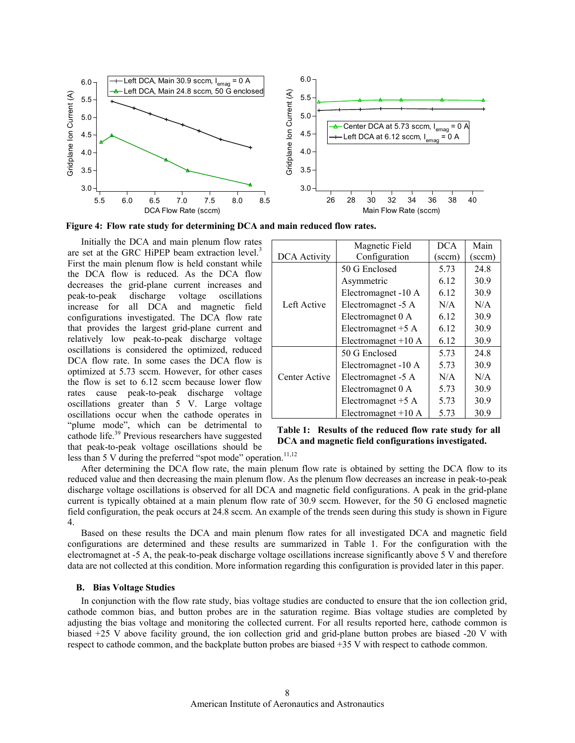Figure 4: Flow rate study for determining DCA and main reduced flow rates.

Initially the DCA and main plenum flow rates are set at the GRC HiPEP beam extraction level.[3] First the main plenum flow is held constant while the DCA flow is reduced. As the DCA flow decreases the grid-plane current increases and peak-to-peak discharge voltage oscillations increase for all DCA and magnetic field configurations investigated. The DCA flow rate that provides the largest grid-plane current and relatively low peak-to-peak discharge voltage oscillations is considered the optimized, reduced DCA flow rate. In some cases the DCA flow is optimized at 5.73 sccm. However, for other cases the flow is set to 6.12 sccm because lower flow rates cause peak-to-peak discharge voltage oscillations greater than 5 V. Large voltage oscillations occur when the cathode operates in "plume mode", which can be detrimental to cathode life.[39] Previous researchers have suggested that peak-to-peak voltage oscillations should be less than 5 V during the preferred "spot mode" operation.[11,12]

| DCA Activity | Magnetic Field Configuration | DCA (sccm) | Main (sccm) |
|---|---|---|---|
| Left Active | 50 G Enclosed | 5.73 | 24.8 |
| | Asymmetric | 6.12 | 30.9 |
| | Electromagnet -10 A | 6.12 | 30.9 |
| | Electromagnet -5 A | N/A | N/A |
| | Electromagnet 0 A | 6.12 | 30.9 |
| | Electromagnet +5 A | 6.12 | 30.9 |
| | Electromagnet +10 A | 6.12 | 30.9 |
| Center Active | 50 G Enclosed | 5.73 | 24.8 |
| | Electromagnet -10 A | 5.73 | 30.9 |
| | Electromagnet -5 A | N/A | N/A |
| | Electromagnet 0 A | 5.73 | 30.9 |
| | Electromagnet +5 A | 5.73 | 30.9 |
| | Electromagnet +10 A | 5.73 | 30.9 |

**Table 1: Results of the reduced flow rate study for all DCA and magnetic field configurations investigated.**

After determining the DCA flow rate, the main plenum flow rate is obtained by setting the DCA flow to its reduced value and then decreasing the main plenum flow. As the plenum flow decreases an increase in peak-to-peak discharge voltage oscillations is observed for all DCA and magnetic field configurations. A peak in the grid-plane current is typically obtained at a main plenum flow rate of 30.9 sccm. However, for the 50 G enclosed magnetic field configuration, the peak occurs at 24.8 sccm. An example of the trends seen during this study is shown in Figure 4.

Based on these results the DCA and main plenum flow rates for all investigated DCA and magnetic field configurations are determined and these results are summarized in Table 1. For the configuration with the electromagnet at -5 A, the peak-to-peak discharge voltage oscillations increase significantly above 5 V and therefore data are not collected at this condition. More information regarding this configuration is provided later in this paper.

### B. Bias Voltage Studies

In conjunction with the flow rate study, bias voltage studies are conducted to ensure that the ion collection grid, cathode common bias, and button probes are in the saturation regime. Bias voltage studies are completed by adjusting the bias voltage and monitoring the collected current. For all results reported here, cathode common is biased +25 V above facility ground, the ion collection grid and grid-plane button probes are biased -20 V with respect to cathode common, and the backplate button probes are biased +35 V with respect to cathode common.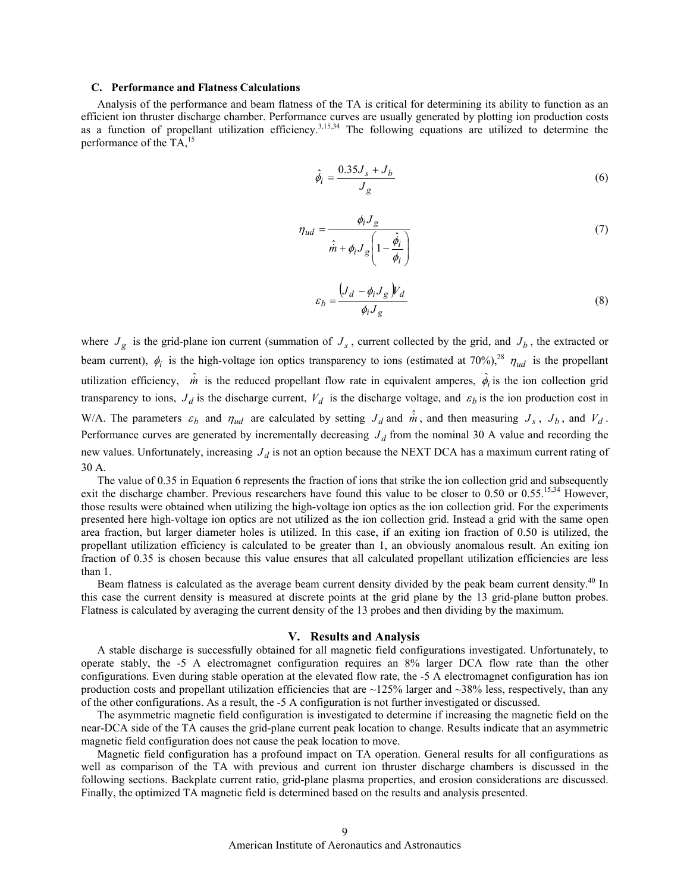### C. Performance and Flatness Calculations

Analysis of the performance and beam flatness of the TA is critical for determining its ability to function as an efficient ion thruster discharge chamber. Performance curves are usually generated by plotting ion production costs as a function of propellant utilization efficiency.[3,15,34] The following equations are utilized to determine the performance of the TA,[15]

$$\hat{\phi}_i = \frac{0.35 J_s + J_b}{J_g} \tag{6}$$

$$\eta_{ud} = \frac{\phi_i J_g}{\hat{\dot{m}} + \phi_i J_g \left( 1 - \frac{\hat{\phi}_i}{\phi_i} \right)} \tag{7}$$

$$\varepsilon_b = \frac{\left( J_d - \phi_i J_g \right) V_d}{\phi_i J_g} \tag{8}$$

where $J_g$ is the grid-plane ion current (summation of $J_s$, current collected by the grid, and $J_b$, the extracted or beam current), $\phi_i$ is the high-voltage ion optics transparency to ions (estimated at 70%),[28] $\eta_{ud}$ is the propellant utilization efficiency, $\hat{\dot{m}}$ is the reduced propellant flow rate in equivalent amperes, $\hat{\phi}_i$ is the ion collection grid transparency to ions, $J_d$ is the discharge current, $V_d$ is the discharge voltage, and $\varepsilon_b$ is the ion production cost in W/A. The parameters $\varepsilon_b$ and $\eta_{ud}$ are calculated by setting $J_d$ and $\hat{\dot{m}}$, and then measuring $J_s$, $J_b$, and $V_d$. Performance curves are generated by incrementally decreasing $J_d$ from the nominal 30 A value and recording the new values. Unfortunately, increasing $J_d$ is not an option because the NEXT DCA has a maximum current rating of 30 A.

The value of 0.35 in Equation 6 represents the fraction of ions that strike the ion collection grid and subsequently exit the discharge chamber. Previous researchers have found this value to be closer to 0.50 or 0.55.[15,34] However, those results were obtained when utilizing the high-voltage ion optics as the ion collection grid. For the experiments presented here high-voltage ion optics are not utilized as the ion collection grid. Instead a grid with the same open area fraction, but larger diameter holes is utilized. In this case, if an exiting ion fraction of 0.50 is utilized, the propellant utilization efficiency is calculated to be greater than 1, an obviously anomalous result. An exiting ion fraction of 0.35 is chosen because this value ensures that all calculated propellant utilization efficiencies are less than 1.

Beam flatness is calculated as the average beam current density divided by the peak beam current density.[40] In this case the current density is measured at discrete points at the grid plane by the 13 grid-plane button probes. Flatness is calculated by averaging the current density of the 13 probes and then dividing by the maximum.

## V. Results and Analysis

A stable discharge is successfully obtained for all magnetic field configurations investigated. Unfortunately, to operate stably, the -5 A electromagnet configuration requires an 8% larger DCA flow rate than the other configurations. Even during stable operation at the elevated flow rate, the -5 A electromagnet configuration has ion production costs and propellant utilization efficiencies that are ~125% larger and ~38% less, respectively, than any of the other configurations. As a result, the -5 A configuration is not further investigated or discussed.

The asymmetric magnetic field configuration is investigated to determine if increasing the magnetic field on the near-DCA side of the TA causes the grid-plane current peak location to change. Results indicate that an asymmetric magnetic field configuration does not cause the peak location to move.

Magnetic field configuration has a profound impact on TA operation. General results for all configurations as well as comparison of the TA with previous and current ion thruster discharge chambers is discussed in the following sections. Backplate current ratio, grid-plane plasma properties, and erosion considerations are discussed. Finally, the optimized TA magnetic field is determined based on the results and analysis presented.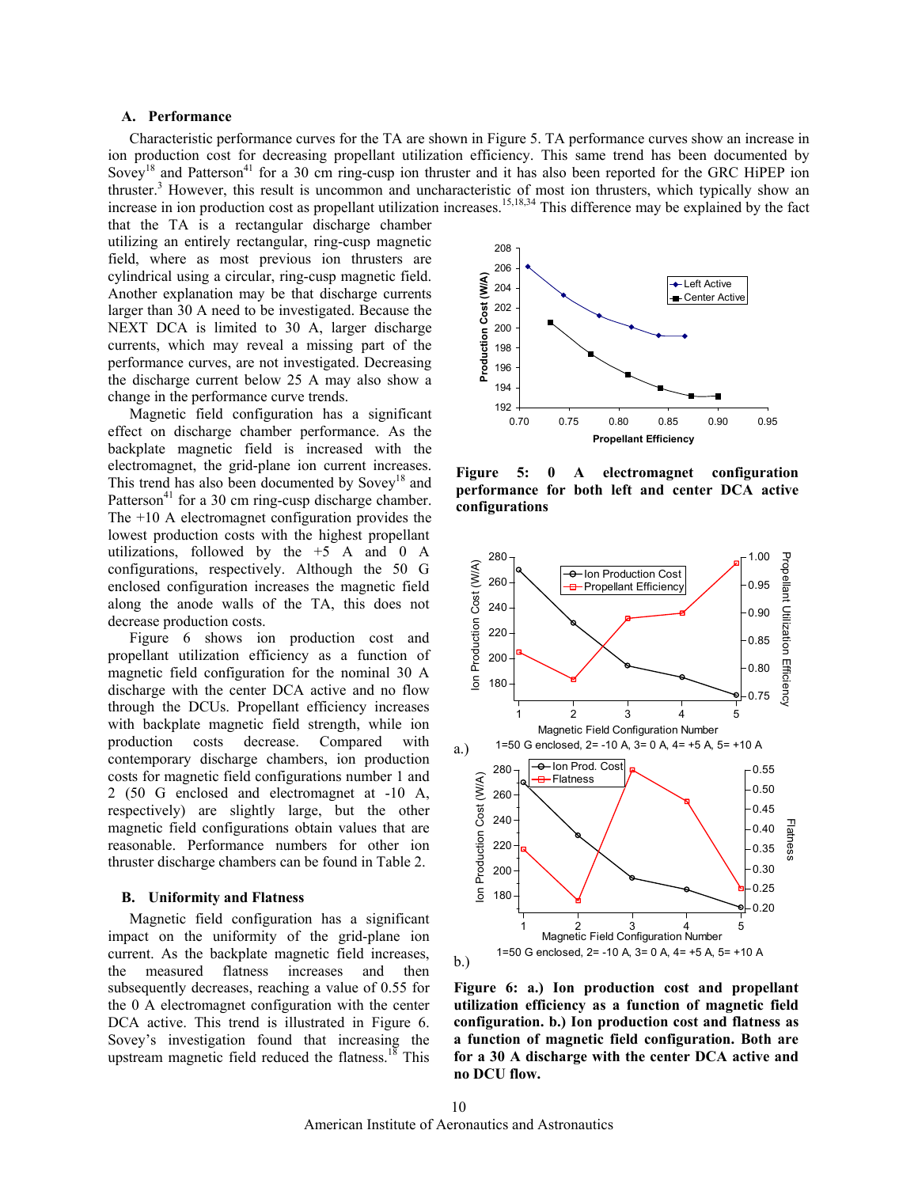### A. Performance

Characteristic performance curves for the TA are shown in Figure 5. TA performance curves show an increase in ion production cost for decreasing propellant utilization efficiency. This same trend has been documented by Sovey[18] and Patterson[41] for a 30 cm ring-cusp ion thruster and it has also been reported for the GRC HiPEP ion thruster.[3] However, this result is uncommon and uncharacteristic of most ion thrusters, which typically show an increase in ion production cost as propellant utilization increases.[15,18,34] This difference may be explained by the fact that the TA is a rectangular discharge chamber utilizing an entirely rectangular, ring-cusp magnetic field, where as most previous ion thrusters are cylindrical using a circular, ring-cusp magnetic field. Another explanation may be that discharge currents larger than 30 A need to be investigated. Because the NEXT DCA is limited to 30 A, larger discharge currents, which may reveal a missing part of the performance curves, are not investigated. Decreasing the discharge current below 25 A may also show a change in the performance curve trends.

Magnetic field configuration has a significant effect on discharge chamber performance. As the backplate magnetic field is increased with the electromagnet, the grid-plane ion current increases. This trend has also been documented by Sovey[18] and Patterson[41] for a 30 cm ring-cusp discharge chamber. The +10 A electromagnet configuration provides the lowest production costs with the highest propellant utilizations, followed by the +5 A and 0 A configurations, respectively. Although the 50 G enclosed configuration increases the magnetic field along the anode walls of the TA, this does not decrease production costs.

Figure 6 shows ion production cost and propellant utilization efficiency as a function of magnetic field configuration for the nominal 30 A discharge with the center DCA active and no flow through the DCUs. Propellant efficiency increases with backplate magnetic field strength, while ion production costs decrease. Compared with contemporary discharge chambers, ion production costs for magnetic field configurations number 1 and 2 (50 G enclosed and electromagnet at -10 A, respectively) are slightly large, but the other magnetic field configurations obtain values that are reasonable. Performance numbers for other ion thruster discharge chambers can be found in Table 2.

**Figure 5: 0 A electromagnet configuration performance for both left and center DCA active configurations**

**Figure 6: a.) Ion production cost and propellant utilization efficiency as a function of magnetic field configuration. b.) Ion production cost and flatness as a function of magnetic field configuration. Both are for a 30 A discharge with the center DCA active and no DCU flow.**

### B. Uniformity and Flatness

Magnetic field configuration has a significant impact on the uniformity of the grid-plane ion current. As the backplate magnetic field increases, the measured flatness increases and then subsequently decreases, reaching a value of 0.55 for the 0 A electromagnet configuration with the center DCA active. This trend is illustrated in Figure 6. Sovey's investigation found that increasing the upstream magnetic field reduced the flatness.[18] This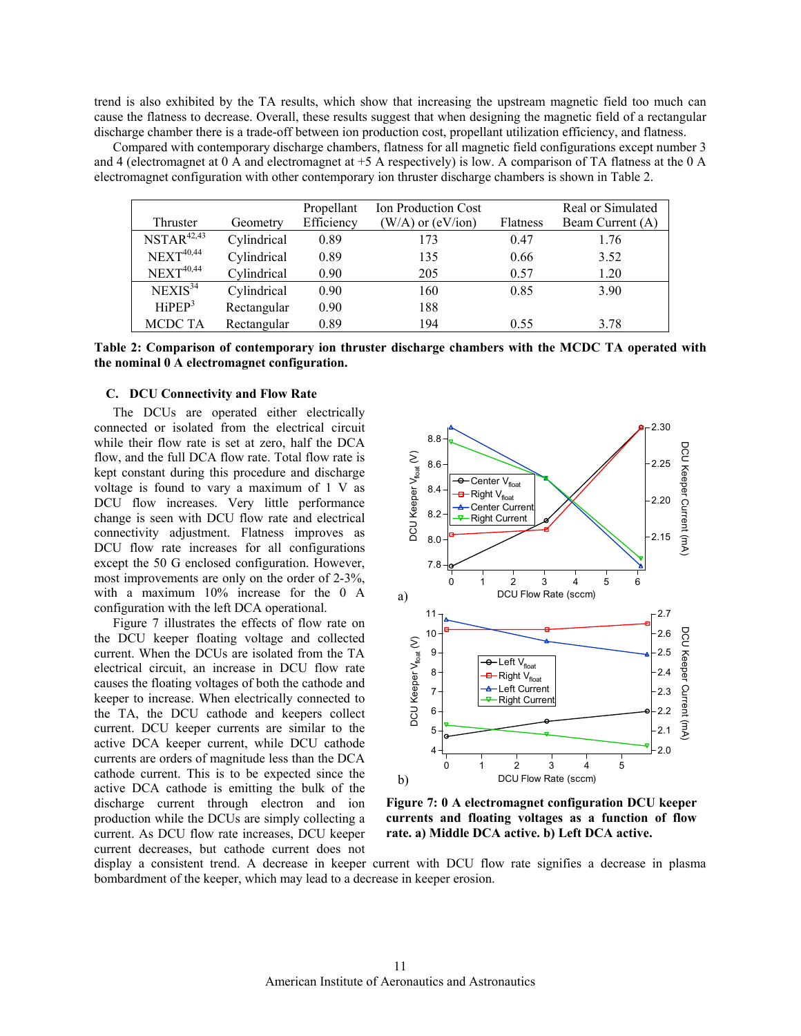trend is also exhibited by the TA results, which show that increasing the upstream magnetic field too much can cause the flatness to decrease. Overall, these results suggest that when designing the magnetic field of a rectangular discharge chamber there is a trade-off between ion production cost, propellant utilization efficiency, and flatness.

Compared with contemporary discharge chambers, flatness for all magnetic field configurations except number 3 and 4 (electromagnet at 0 A and electromagnet at +5 A respectively) is low. A comparison of TA flatness at the 0 A electromagnet configuration with other contemporary ion thruster discharge chambers is shown in Table 2.

| Thruster | Geometry | Propellant Efficiency | Ion Production Cost (W/A) or (eV/ion) | Flatness | Real or Simulated Beam Current (A) |
|---|---|---|---|---|---|
| NSTAR[42,43] | Cylindrical | 0.89 | 173 | 0.47 | 1.76 |
| NEXT[40,44] | Cylindrical | 0.89 | 135 | 0.66 | 3.52 |
| NEXT[40,44] | Cylindrical | 0.90 | 205 | 0.57 | 1.20 |
| NEXIS[34] | Cylindrical | 0.90 | 160 | 0.85 | 3.90 |
| HiPEP[3] | Rectangular | 0.90 | 188 | | |
| MCDC TA | Rectangular | 0.89 | 194 | 0.55 | 3.78 |

**Table 2: Comparison of contemporary ion thruster discharge chambers with the MCDC TA operated with the nominal 0 A electromagnet configuration.**

### C. DCU Connectivity and Flow Rate

The DCUs are operated either electrically connected or isolated from the electrical circuit while their flow rate is set at zero, half the DCA flow, and the full DCA flow rate. Total flow rate is kept constant during this procedure and discharge voltage is found to vary a maximum of 1 V as DCU flow increases. Very little performance change is seen with DCU flow rate and electrical connectivity adjustment. Flatness improves as DCU flow rate increases for all configurations except the 50 G enclosed configuration. However, most improvements are only on the order of 2-3%, with a maximum 10% increase for the 0 A configuration with the left DCA operational.

Figure 7 illustrates the effects of flow rate on the DCU keeper floating voltage and collected current. When the DCUs are isolated from the TA electrical circuit, an increase in DCU flow rate causes the floating voltages of both the cathode and keeper to increase. When electrically connected to the TA, the DCU cathode and keepers collect current. DCU keeper currents are similar to the active DCA keeper current, while DCU cathode currents are orders of magnitude less than the DCA cathode current. This is to be expected since the active DCA cathode is emitting the bulk of the discharge current through electron and ion production while the DCUs are simply collecting a current. As DCU flow rate increases, DCU keeper current decreases, but cathode current does not display a consistent trend. A decrease in keeper current with DCU flow rate signifies a decrease in plasma bombardment of the keeper, which may lead to a decrease in keeper erosion.

**Figure 7: 0 A electromagnet configuration DCU keeper currents and floating voltages as a function of flow rate. a) Middle DCA active. b) Left DCA active.**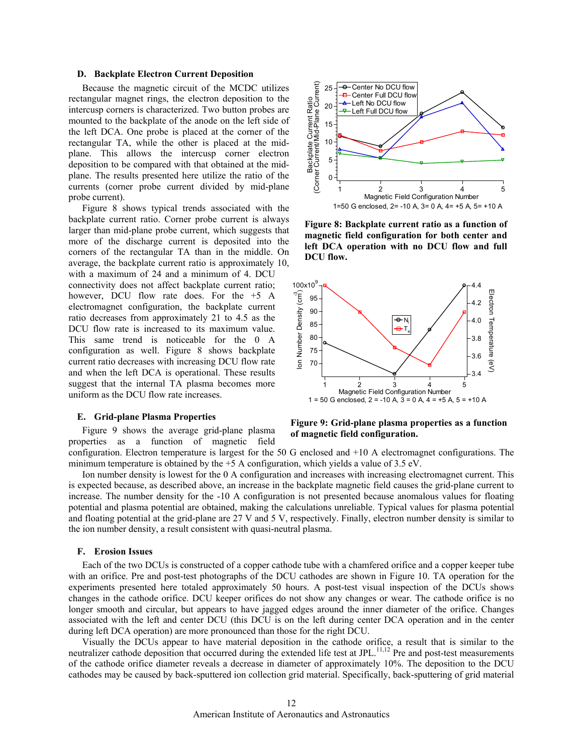### D. Backplate Electron Current Deposition

Because the magnetic circuit of the MCDC utilizes rectangular magnet rings, the electron deposition to the intercusp corners is characterized. Two button probes are mounted to the backplate of the anode on the left side of the left DCA. One probe is placed at the corner of the rectangular TA, while the other is placed at the mid-plane. This allows the intercusp corner electron deposition to be compared with that obtained at the mid-plane. The results presented here utilize the ratio of the currents (corner probe current divided by mid-plane probe current).

Figure 8 shows typical trends associated with the backplate current ratio. Corner probe current is always larger than mid-plane probe current, which suggests that more of the discharge current is deposited into the corners of the rectangular TA than in the middle. On average, the backplate current ratio is approximately 10, with a maximum of 24 and a minimum of 4. DCU connectivity does not affect backplate current ratio; however, DCU flow rate does. For the +5 A electromagnet configuration, the backplate current ratio decreases from approximately 21 to 4.5 as the DCU flow rate is increased to its maximum value. This same trend is noticeable for the 0 A configuration as well. Figure 8 shows backplate current ratio decreases with increasing DCU flow rate and when the left DCA is operational. These results suggest that the internal TA plasma becomes more uniform as the DCU flow rate increases.

**Figure 8: Backplate current ratio as a function of magnetic field configuration for both center and left DCA operation with no DCU flow and full DCU flow.**

**Figure 9: Grid-plane plasma properties as a function of magnetic field configuration.**

### E. Grid-plane Plasma Properties

Figure 9 shows the average grid-plane plasma properties as a function of magnetic field configuration. Electron temperature is largest for the 50 G enclosed and +10 A electromagnet configurations. The minimum temperature is obtained by the +5 A configuration, which yields a value of 3.5 eV.

Ion number density is lowest for the 0 A configuration and increases with increasing electromagnet current. This is expected because, as described above, an increase in the backplate magnetic field causes the grid-plane current to increase. The number density for the -10 A configuration is not presented because anomalous values for floating potential and plasma potential are obtained, making the calculations unreliable. Typical values for plasma potential and floating potential at the grid-plane are 27 V and 5 V, respectively. Finally, electron number density is similar to the ion number density, a result consistent with quasi-neutral plasma.

### F. Erosion Issues

Each of the two DCUs is constructed of a copper cathode tube with a chamfered orifice and a copper keeper tube with an orifice. Pre and post-test photographs of the DCU cathodes are shown in Figure 10. TA operation for the experiments presented here totaled approximately 50 hours. A post-test visual inspection of the DCUs shows changes in the cathode orifice. DCU keeper orifices do not show any changes or wear. The cathode orifice is no longer smooth and circular, but appears to have jagged edges around the inner diameter of the orifice. Changes associated with the left and center DCU (this DCU is on the left during center DCA operation and in the center during left DCA operation) are more pronounced than those for the right DCU.

Visually the DCUs appear to have material deposition in the cathode orifice, a result that is similar to the neutralizer cathode deposition that occurred during the extended life test at JPL.[11,12] Pre and post-test measurements of the cathode orifice diameter reveals a decrease in diameter of approximately 10%. The deposition to the DCU cathodes may be caused by back-sputtered ion collection grid material. Specifically, back-sputtering of grid material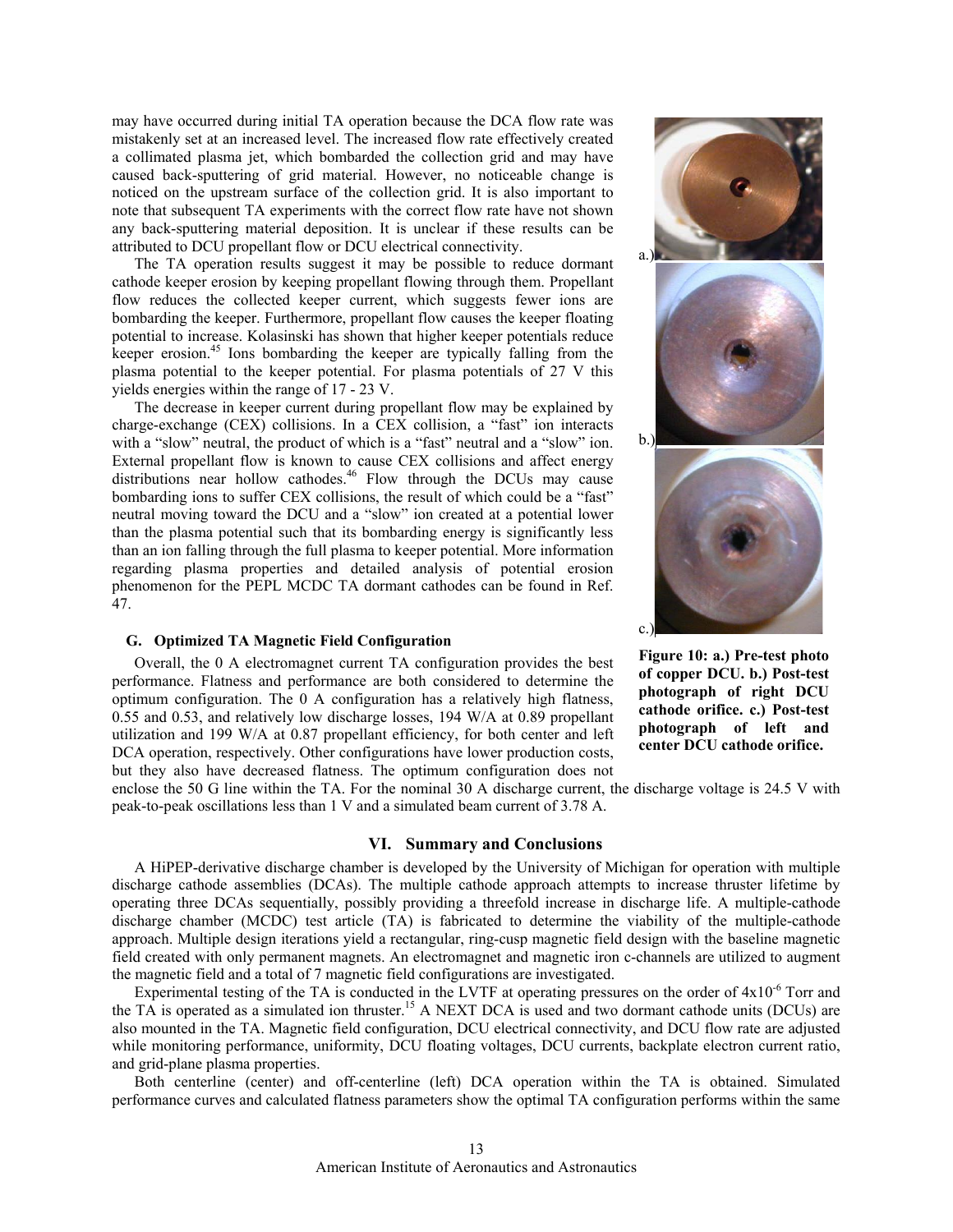may have occurred during initial TA operation because the DCA flow rate was mistakenly set at an increased level. The increased flow rate effectively created a collimated plasma jet, which bombarded the collection grid and may have caused back-sputtering of grid material. However, no noticeable change is noticed on the upstream surface of the collection grid. It is also important to note that subsequent TA experiments with the correct flow rate have not shown any back-sputtering material deposition. It is unclear if these results can be attributed to DCU propellant flow or DCU electrical connectivity.

The TA operation results suggest it may be possible to reduce dormant cathode keeper erosion by keeping propellant flowing through them. Propellant flow reduces the collected keeper current, which suggests fewer ions are bombarding the keeper. Furthermore, propellant flow causes the keeper floating potential to increase. Kolasinski has shown that higher keeper potentials reduce keeper erosion.[45] Ions bombarding the keeper are typically falling from the plasma potential to the keeper potential. For plasma potentials of 27 V this yields energies within the range of 17 - 23 V.

The decrease in keeper current during propellant flow may be explained by charge-exchange (CEX) collisions. In a CEX collision, a "fast" ion interacts with a "slow" neutral, the product of which is a "fast" neutral and a "slow" ion. External propellant flow is known to cause CEX collisions and affect energy distributions near hollow cathodes.[46] Flow through the DCUs may cause bombarding ions to suffer CEX collisions, the result of which could be a "fast" neutral moving toward the DCU and a "slow" ion created at a potential lower than the plasma potential such that its bombarding energy is significantly less than an ion falling through the full plasma to keeper potential. More information regarding plasma properties and detailed analysis of potential erosion phenomenon for the PEPL MCDC TA dormant cathodes can be found in Ref. 47.

**Figure 10: a.) Pre-test photo of copper DCU. b.) Post-test photograph of right DCU cathode orifice. c.) Post-test photograph of left and center DCU cathode orifice.**

### G. Optimized TA Magnetic Field Configuration

Overall, the 0 A electromagnet current TA configuration provides the best performance. Flatness and performance are both considered to determine the optimum configuration. The 0 A configuration has a relatively high flatness, 0.55 and 0.53, and relatively low discharge losses, 194 W/A at 0.89 propellant utilization and 199 W/A at 0.87 propellant efficiency, for both center and left DCA operation, respectively. Other configurations have lower production costs, but they also have decreased flatness. The optimum configuration does not enclose the 50 G line within the TA. For the nominal 30 A discharge current, the discharge voltage is 24.5 V with peak-to-peak oscillations less than 1 V and a simulated beam current of 3.78 A.

## VI. Summary and Conclusions

A HiPEP-derivative discharge chamber is developed by the University of Michigan for operation with multiple discharge cathode assemblies (DCAs). The multiple cathode approach attempts to increase thruster lifetime by operating three DCAs sequentially, possibly providing a threefold increase in discharge life. A multiple-cathode discharge chamber (MCDC) test article (TA) is fabricated to determine the viability of the multiple-cathode approach. Multiple design iterations yield a rectangular, ring-cusp magnetic field design with the baseline magnetic field created with only permanent magnets. An electromagnet and magnetic iron c-channels are utilized to augment the magnetic field and a total of 7 magnetic field configurations are investigated.

Experimental testing of the TA is conducted in the LVTF at operating pressures on the order of $4\times10^{-6}$ Torr and the TA is operated as a simulated ion thruster.[15] A NEXT DCA is used and two dormant cathode units (DCUs) are also mounted in the TA. Magnetic field configuration, DCU electrical connectivity, and DCU flow rate are adjusted while monitoring performance, uniformity, DCU floating voltages, DCU currents, backplate electron current ratio, and grid-plane plasma properties.

Both centerline (center) and off-centerline (left) DCA operation within the TA is obtained. Simulated performance curves and calculated flatness parameters show the optimal TA configuration performs within the same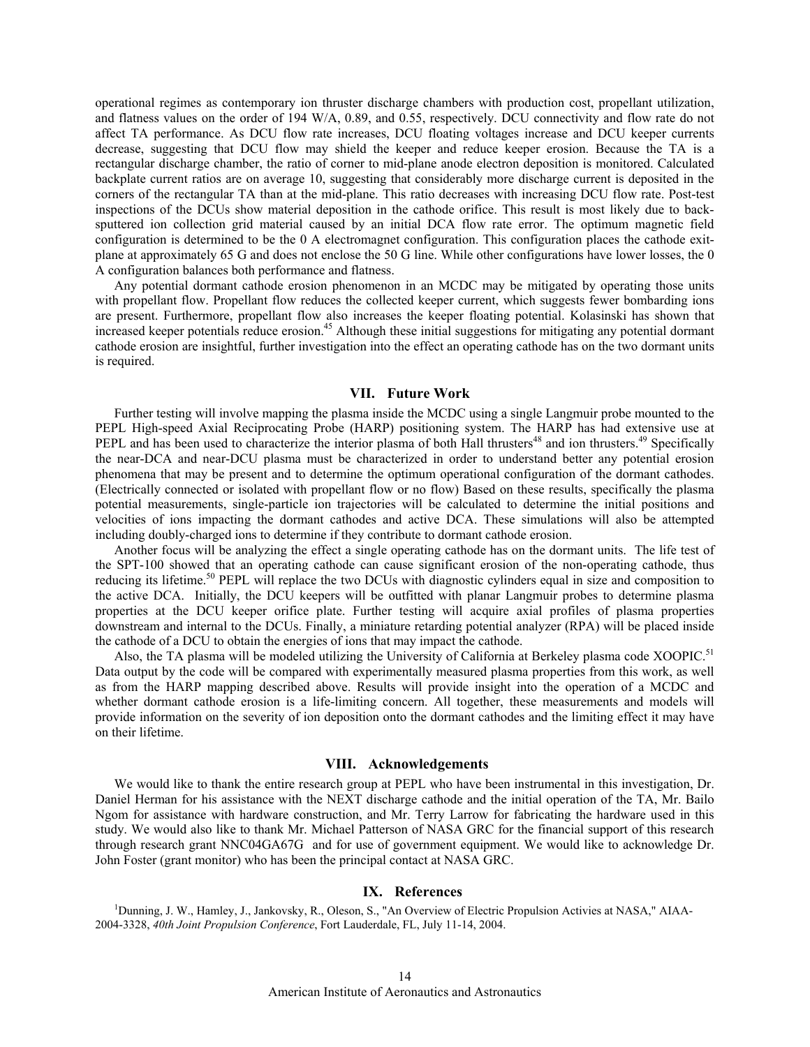operational regimes as contemporary ion thruster discharge chambers with production cost, propellant utilization, and flatness values on the order of 194 W/A, 0.89, and 0.55, respectively. DCU connectivity and flow rate do not affect TA performance. As DCU flow rate increases, DCU floating voltages increase and DCU keeper currents decrease, suggesting that DCU flow may shield the keeper and reduce keeper erosion. Because the TA is a rectangular discharge chamber, the ratio of corner to mid-plane anode electron deposition is monitored. Calculated backplate current ratios are on average 10, suggesting that considerably more discharge current is deposited in the corners of the rectangular TA than at the mid-plane. This ratio decreases with increasing DCU flow rate. Post-test inspections of the DCUs show material deposition in the cathode orifice. This result is most likely due to back-sputtered ion collection grid material caused by an initial DCA flow rate error. The optimum magnetic field configuration is determined to be the 0 A electromagnet configuration. This configuration places the cathode exit-plane at approximately 65 G and does not enclose the 50 G line. While other configurations have lower losses, the 0 A configuration balances both performance and flatness.

Any potential dormant cathode erosion phenomenon in an MCDC may be mitigated by operating those units with propellant flow. Propellant flow reduces the collected keeper current, which suggests fewer bombarding ions are present. Furthermore, propellant flow also increases the keeper floating potential. Kolasinski has shown that increased keeper potentials reduce erosion.[45] Although these initial suggestions for mitigating any potential dormant cathode erosion are insightful, further investigation into the effect an operating cathode has on the two dormant units is required.

## VII. Future Work

Further testing will involve mapping the plasma inside the MCDC using a single Langmuir probe mounted to the PEPL High-speed Axial Reciprocating Probe (HARP) positioning system. The HARP has had extensive use at PEPL and has been used to characterize the interior plasma of both Hall thrusters[48] and ion thrusters.[49] Specifically the near-DCA and near-DCU plasma must be characterized in order to understand better any potential erosion phenomena that may be present and to determine the optimum operational configuration of the dormant cathodes. (Electrically connected or isolated with propellant flow or no flow) Based on these results, specifically the plasma potential measurements, single-particle ion trajectories will be calculated to determine the initial positions and velocities of ions impacting the dormant cathodes and active DCA. These simulations will also be attempted including doubly-charged ions to determine if they contribute to dormant cathode erosion.

Another focus will be analyzing the effect a single operating cathode has on the dormant units. The life test of the SPT-100 showed that an operating cathode can cause significant erosion of the non-operating cathode, thus reducing its lifetime.[50] PEPL will replace the two DCUs with diagnostic cylinders equal in size and composition to the active DCA. Initially, the DCU keepers will be outfitted with planar Langmuir probes to determine plasma properties at the DCU keeper orifice plate. Further testing will acquire axial profiles of plasma properties downstream and internal to the DCUs. Finally, a miniature retarding potential analyzer (RPA) will be placed inside the cathode of a DCU to obtain the energies of ions that may impact the cathode.

Also, the TA plasma will be modeled utilizing the University of California at Berkeley plasma code XOOPIC.[51] Data output by the code will be compared with experimentally measured plasma properties from this work, as well as from the HARP mapping described above. Results will provide insight into the operation of a MCDC and whether dormant cathode erosion is a life-limiting concern. All together, these measurements and models will provide information on the severity of ion deposition onto the dormant cathodes and the limiting effect it may have on their lifetime.

## VIII. Acknowledgements

We would like to thank the entire research group at PEPL who have been instrumental in this investigation, Dr. Daniel Herman for his assistance with the NEXT discharge cathode and the initial operation of the TA, Mr. Bailo Ngom for assistance with hardware construction, and Mr. Terry Larrow for fabricating the hardware used in this study. We would also like to thank Mr. Michael Patterson of NASA GRC for the financial support of this research through research grant NNC04GA67G and for use of government equipment. We would like to acknowledge Dr. John Foster (grant monitor) who has been the principal contact at NASA GRC.

## IX. References

[1]Dunning, J. W., Hamley, J., Jankovsky, R., Oleson, S., "An Overview of Electric Propulsion Activies at NASA," AIAA-2004-3328, *40th Joint Propulsion Conference*, Fort Lauderdale, FL, July 11-14, 2004.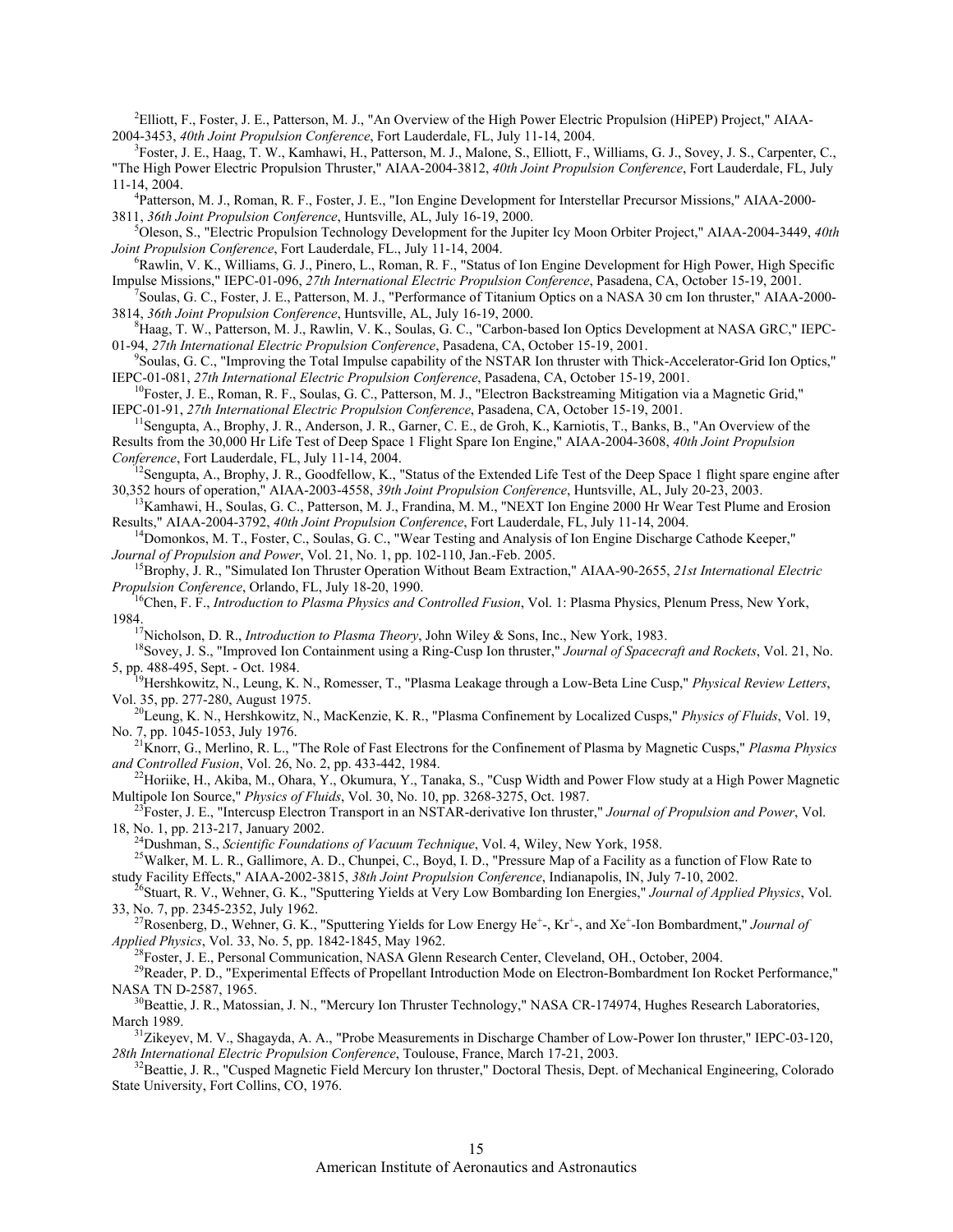[2]Elliott, F., Foster, J. E., Patterson, M. J., "An Overview of the High Power Electric Propulsion (HiPEP) Project," AIAA-2004-3453, *40th Joint Propulsion Conference*, Fort Lauderdale, FL, July 11-14, 2004.

[3]Foster, J. E., Haag, T. W., Kamhawi, H., Patterson, M. J., Malone, S., Elliott, F., Williams, G. J., Sovey, J. S., Carpenter, C., "The High Power Electric Propulsion Thruster," AIAA-2004-3812, *40th Joint Propulsion Conference*, Fort Lauderdale, FL, July 11-14, 2004.

[4]Patterson, M. J., Roman, R. F., Foster, J. E., "Ion Engine Development for Interstellar Precursor Missions," AIAA-2000-3811, *36th Joint Propulsion Conference*, Huntsville, AL, July 16-19, 2000.

[5]Oleson, S., "Electric Propulsion Technology Development for the Jupiter Icy Moon Orbiter Project," AIAA-2004-3449, *40th Joint Propulsion Conference*, Fort Lauderdale, FL., July 11-14, 2004.

[6]Rawlin, V. K., Williams, G. J., Pinero, L., Roman, R. F., "Status of Ion Engine Development for High Power, High Specific Impulse Missions," IEPC-01-096, *27th International Electric Propulsion Conference*, Pasadena, CA, October 15-19, 2001.

[7]Soulas, G. C., Foster, J. E., Patterson, M. J., "Performance of Titanium Optics on a NASA 30 cm Ion thruster," AIAA-2000-3814, *36th Joint Propulsion Conference*, Huntsville, AL, July 16-19, 2000.

[8]Haag, T. W., Patterson, M. J., Rawlin, V. K., Soulas, G. C., "Carbon-based Ion Optics Development at NASA GRC," IEPC-01-94, *27th International Electric Propulsion Conference*, Pasadena, CA, October 15-19, 2001.

[9]Soulas, G. C., "Improving the Total Impulse capability of the NSTAR Ion thruster with Thick-Accelerator-Grid Ion Optics," IEPC-01-081, *27th International Electric Propulsion Conference*, Pasadena, CA, October 15-19, 2001.

[10]Foster, J. E., Roman, R. F., Soulas, G. C., Patterson, M. J., "Electron Backstreaming Mitigation via a Magnetic Grid," IEPC-01-91, *27th International Electric Propulsion Conference*, Pasadena, CA, October 15-19, 2001.

[11]Sengupta, A., Brophy, J. R., Anderson, J. R., Garner, C. E., de Groh, K., Karniotis, T., Banks, B., "An Overview of the Results from the 30,000 Hr Life Test of Deep Space 1 Flight Spare Ion Engine," AIAA-2004-3608, *40th Joint Propulsion Conference*, Fort Lauderdale, FL, July 11-14, 2004.

[12]Sengupta, A., Brophy, J. R., Goodfellow, K., "Status of the Extended Life Test of the Deep Space 1 flight spare engine after 30,352 hours of operation," AIAA-2003-4558, *39th Joint Propulsion Conference*, Huntsville, AL, July 20-23, 2003.

[13]Kamhawi, H., Soulas, G. C., Patterson, M. J., Frandina, M. M., "NEXT Ion Engine 2000 Hr Wear Test Plume and Erosion Results," AIAA-2004-3792, *40th Joint Propulsion Conference*, Fort Lauderdale, FL, July 11-14, 2004.

[14]Domonkos, M. T., Foster, C., Soulas, G. C., "Wear Testing and Analysis of Ion Engine Discharge Cathode Keeper," *Journal of Propulsion and Power*, Vol. 21, No. 1, pp. 102-110, Jan.-Feb. 2005.

[15]Brophy, J. R., "Simulated Ion Thruster Operation Without Beam Extraction," AIAA-90-2655, *21st International Electric Propulsion Conference*, Orlando, FL, July 18-20, 1990.

[16]Chen, F. F., *Introduction to Plasma Physics and Controlled Fusion*, Vol. 1: Plasma Physics, Plenum Press, New York, 1984.

[17]Nicholson, D. R., *Introduction to Plasma Theory*, John Wiley & Sons, Inc., New York, 1983.

[18]Sovey, J. S., "Improved Ion Containment using a Ring-Cusp Ion thruster," *Journal of Spacecraft and Rockets*, Vol. 21, No. 5, pp. 488-495, Sept. - Oct. 1984.

[19]Hershkowitz, N., Leung, K. N., Romesser, T., "Plasma Leakage through a Low-Beta Line Cusp," *Physical Review Letters*, Vol. 35, pp. 277-280, August 1975.

[20]Leung, K. N., Hershkowitz, N., MacKenzie, K. R., "Plasma Confinement by Localized Cusps," *Physics of Fluids*, Vol. 19, No. 7, pp. 1045-1053, July 1976.

[21]Knorr, G., Merlino, R. L., "The Role of Fast Electrons for the Confinement of Plasma by Magnetic Cusps," *Plasma Physics and Controlled Fusion*, Vol. 26, No. 2, pp. 433-442, 1984.

[22]Horiike, H., Akiba, M., Ohara, Y., Okumura, Y., Tanaka, S., "Cusp Width and Power Flow study at a High Power Magnetic Multipole Ion Source," *Physics of Fluids*, Vol. 30, No. 10, pp. 3268-3275, Oct. 1987.

[23]Foster, J. E., "Intercusp Electron Transport in an NSTAR-derivative Ion thruster," *Journal of Propulsion and Power*, Vol. 18, No. 1, pp. 213-217, January 2002.

[24]Dushman, S., *Scientific Foundations of Vacuum Technique*, Vol. 4, Wiley, New York, 1958.

[25]Walker, M. L. R., Gallimore, A. D., Chunpei, C., Boyd, I. D., "Pressure Map of a Facility as a function of Flow Rate to study Facility Effects," AIAA-2002-3815, *38th Joint Propulsion Conference*, Indianapolis, IN, July 7-10, 2002.

[26]Stuart, R. V., Wehner, G. K., "Sputtering Yields at Very Low Bombarding Ion Energies," *Journal of Applied Physics*, Vol. 33, No. 7, pp. 2345-2352, July 1962.

[27]Rosenberg, D., Wehner, G. K., "Sputtering Yields for Low Energy $He^+$-, $Kr^+$-, and $Xe^+$-Ion Bombardment," *Journal of Applied Physics*, Vol. 33, No. 5, pp. 1842-1845, May 1962.

[28]Foster, J. E., Personal Communication, NASA Glenn Research Center, Cleveland, OH., October, 2004.

[29]Reader, P. D., "Experimental Effects of Propellant Introduction Mode on Electron-Bombardment Ion Rocket Performance," NASA TN D-2587, 1965.

[30]Beattie, J. R., Matossian, J. N., "Mercury Ion Thruster Technology," NASA CR-174974, Hughes Research Laboratories, March 1989.

[31]Zikeyev, M. V., Shagayda, A. A., "Probe Measurements in Discharge Chamber of Low-Power Ion thruster," IEPC-03-120, *28th International Electric Propulsion Conference*, Toulouse, France, March 17-21, 2003.

[32]Beattie, J. R., "Cusped Magnetic Field Mercury Ion thruster," Doctoral Thesis, Dept. of Mechanical Engineering, Colorado State University, Fort Collins, CO, 1976.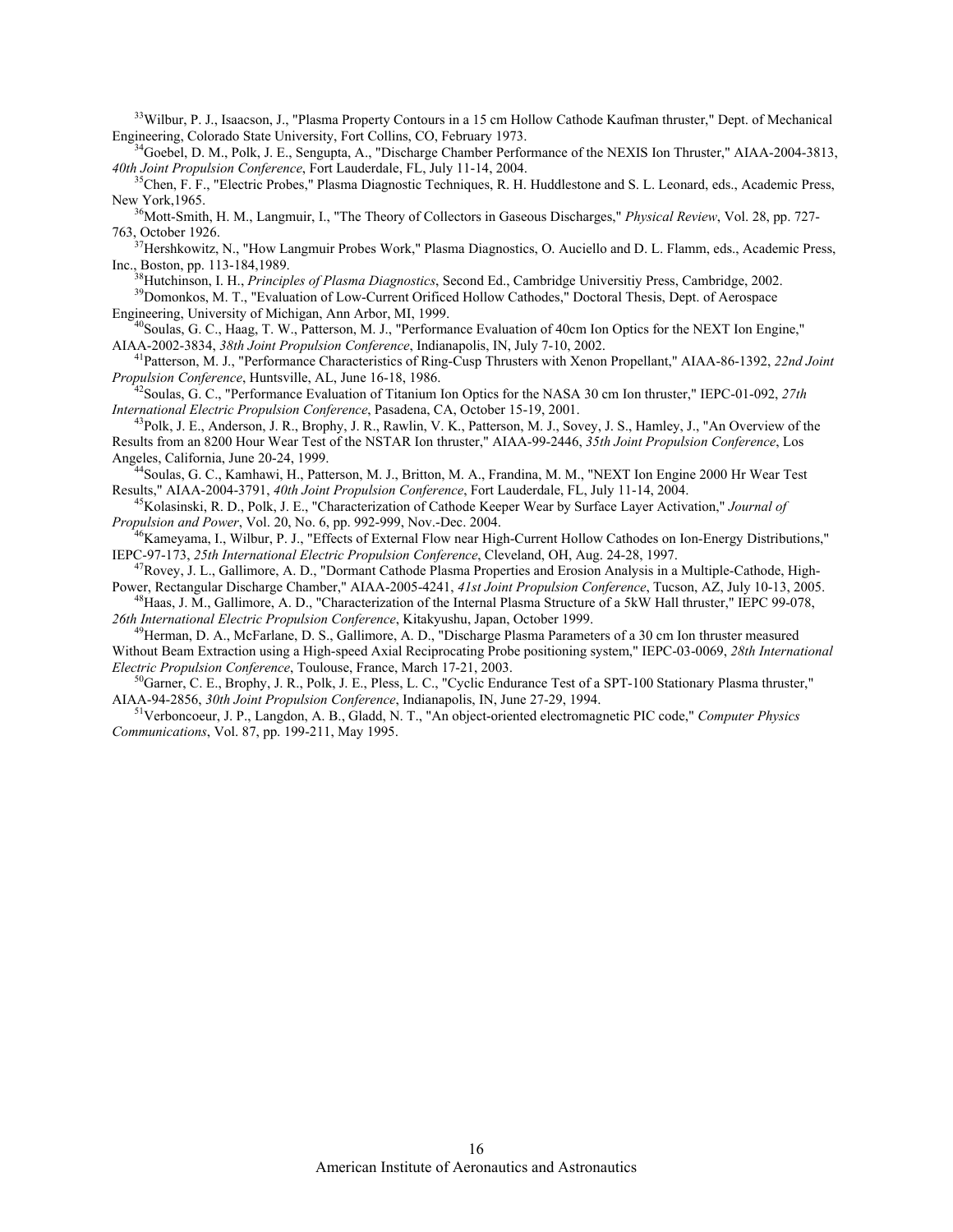[33]Wilbur, P. J., Isaacson, J., "Plasma Property Contours in a 15 cm Hollow Cathode Kaufman thruster," Dept. of Mechanical Engineering, Colorado State University, Fort Collins, CO, February 1973.

[34]Goebel, D. M., Polk, J. E., Sengupta, A., "Discharge Chamber Performance of the NEXIS Ion Thruster," AIAA-2004-3813, *40th Joint Propulsion Conference*, Fort Lauderdale, FL, July 11-14, 2004.

[35]Chen, F. F., "Electric Probes," Plasma Diagnostic Techniques, R. H. Huddlestone and S. L. Leonard, eds., Academic Press, New York,1965.

[36]Mott-Smith, H. M., Langmuir, I., "The Theory of Collectors in Gaseous Discharges," *Physical Review*, Vol. 28, pp. 727-763, October 1926.

[37]Hershkowitz, N., "How Langmuir Probes Work," Plasma Diagnostics, O. Auciello and D. L. Flamm, eds., Academic Press, Inc., Boston, pp. 113-184,1989.

[38]Hutchinson, I. H., *Principles of Plasma Diagnostics*, Second Ed., Cambridge Universitiy Press, Cambridge, 2002.

[39]Domonkos, M. T., "Evaluation of Low-Current Orificed Hollow Cathodes," Doctoral Thesis, Dept. of Aerospace Engineering, University of Michigan, Ann Arbor, MI, 1999.

[40]Soulas, G. C., Haag, T. W., Patterson, M. J., "Performance Evaluation of 40cm Ion Optics for the NEXT Ion Engine," AIAA-2002-3834, *38th Joint Propulsion Conference*, Indianapolis, IN, July 7-10, 2002.

[41]Patterson, M. J., "Performance Characteristics of Ring-Cusp Thrusters with Xenon Propellant," AIAA-86-1392, *22nd Joint Propulsion Conference*, Huntsville, AL, June 16-18, 1986.

[42]Soulas, G. C., "Performance Evaluation of Titanium Ion Optics for the NASA 30 cm Ion thruster," IEPC-01-092, *27th International Electric Propulsion Conference*, Pasadena, CA, October 15-19, 2001.

[43]Polk, J. E., Anderson, J. R., Brophy, J. R., Rawlin, V. K., Patterson, M. J., Sovey, J. S., Hamley, J., "An Overview of the Results from an 8200 Hour Wear Test of the NSTAR Ion thruster," AIAA-99-2446, *35th Joint Propulsion Conference*, Los Angeles, California, June 20-24, 1999.

[44]Soulas, G. C., Kamhawi, H., Patterson, M. J., Britton, M. A., Frandina, M. M., "NEXT Ion Engine 2000 Hr Wear Test Results," AIAA-2004-3791, *40th Joint Propulsion Conference*, Fort Lauderdale, FL, July 11-14, 2004.

[45]Kolasinski, R. D., Polk, J. E., "Characterization of Cathode Keeper Wear by Surface Layer Activation," *Journal of Propulsion and Power*, Vol. 20, No. 6, pp. 992-999, Nov.-Dec. 2004.

[46]Kameyama, I., Wilbur, P. J., "Effects of External Flow near High-Current Hollow Cathodes on Ion-Energy Distributions," IEPC-97-173, *25th International Electric Propulsion Conference*, Cleveland, OH, Aug. 24-28, 1997.

[47]Rovey, J. L., Gallimore, A. D., "Dormant Cathode Plasma Properties and Erosion Analysis in a Multiple-Cathode, High-Power, Rectangular Discharge Chamber," AIAA-2005-4241, *41st Joint Propulsion Conference*, Tucson, AZ, July 10-13, 2005.

[48]Haas, J. M., Gallimore, A. D., "Characterization of the Internal Plasma Structure of a 5kW Hall thruster," IEPC 99-078, *26th International Electric Propulsion Conference*, Kitakyushu, Japan, October 1999.

[49]Herman, D. A., McFarlane, D. S., Gallimore, A. D., "Discharge Plasma Parameters of a 30 cm Ion thruster measured Without Beam Extraction using a High-speed Axial Reciprocating Probe positioning system," IEPC-03-0069, *28th International Electric Propulsion Conference*, Toulouse, France, March 17-21, 2003.

[50]Garner, C. E., Brophy, J. R., Polk, J. E., Pless, L. C., "Cyclic Endurance Test of a SPT-100 Stationary Plasma thruster," AIAA-94-2856, *30th Joint Propulsion Conference*, Indianapolis, IN, June 27-29, 1994.

[51]Verboncoeur, J. P., Langdon, A. B., Gladd, N. T., "An object-oriented electromagnetic PIC code," *Computer Physics Communications*, Vol. 87, pp. 199-211, May 1995.